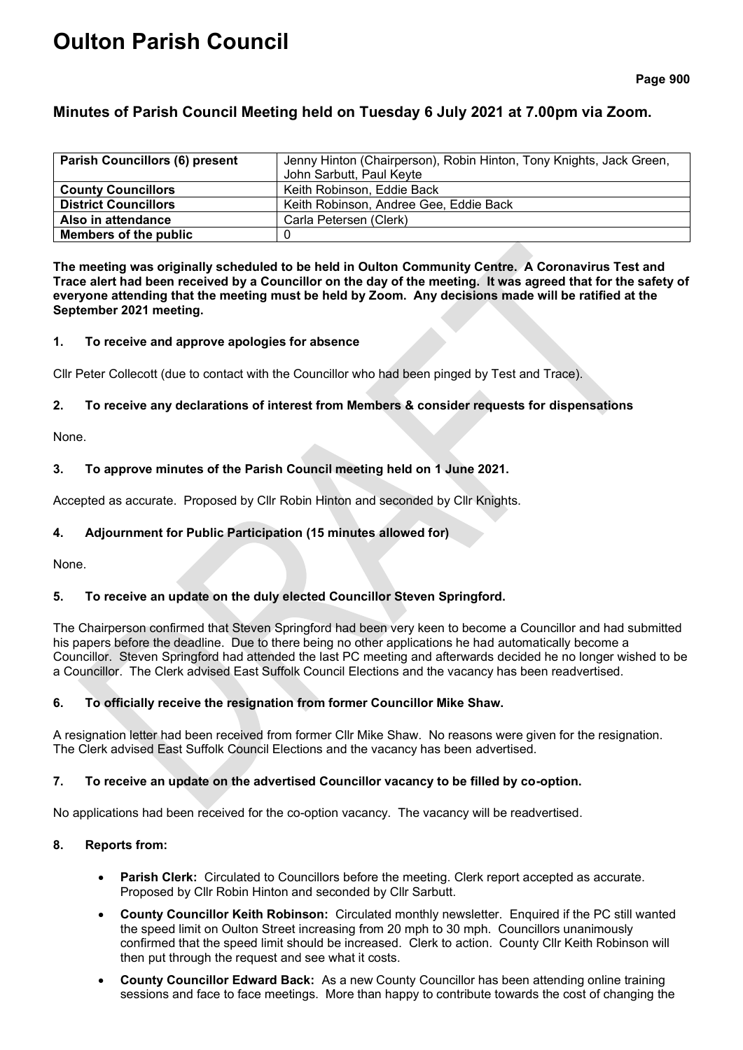# Oulton Parish Council

## Minutes of Parish Council Meeting held on Tuesday 6 July 2021 at 7.00pm via Zoom.

| | |
|---|---|
| **Parish Councillors (6) present** | Jenny Hinton (Chairperson), Robin Hinton, Tony Knights, Jack Green, John Sarbutt, Paul Keyte |
| **County Councillors** | Keith Robinson, Eddie Back |
| **District Councillors** | Keith Robinson, Andree Gee, Eddie Back |
| **Also in attendance** | Carla Petersen (Clerk) |
| **Members of the public** | 0 |

**The meeting was originally scheduled to be held in Oulton Community Centre. A Coronavirus Test and Trace alert had been received by a Councillor on the day of the meeting. It was agreed that for the safety of everyone attending that the meeting must be held by Zoom. Any decisions made will be ratified at the September 2021 meeting.**

### 1. To receive and approve apologies for absence

Cllr Peter Collecott (due to contact with the Councillor who had been pinged by Test and Trace).

### 2. To receive any declarations of interest from Members & consider requests for dispensations

None.

### 3. To approve minutes of the Parish Council meeting held on 1 June 2021.

Accepted as accurate. Proposed by Cllr Robin Hinton and seconded by Cllr Knights.

### 4. Adjournment for Public Participation (15 minutes allowed for)

None.

### 5. To receive an update on the duly elected Councillor Steven Springford.

The Chairperson confirmed that Steven Springford had been very keen to become a Councillor and had submitted his papers before the deadline. Due to there being no other applications he had automatically become a Councillor. Steven Springford had attended the last PC meeting and afterwards decided he no longer wished to be a Councillor. The Clerk advised East Suffolk Council Elections and the vacancy has been readvertised.

### 6. To officially receive the resignation from former Councillor Mike Shaw.

A resignation letter had been received from former Cllr Mike Shaw. No reasons were given for the resignation. The Clerk advised East Suffolk Council Elections and the vacancy has been advertised.

### 7. To receive an update on the advertised Councillor vacancy to be filled by co-option.

No applications had been received for the co-option vacancy. The vacancy will be readvertised.

### 8. Reports from:

- **Parish Clerk:** Circulated to Councillors before the meeting. Clerk report accepted as accurate. Proposed by Cllr Robin Hinton and seconded by Cllr Sarbutt.
- **County Councillor Keith Robinson:** Circulated monthly newsletter. Enquired if the PC still wanted the speed limit on Oulton Street increasing from 20 mph to 30 mph. Councillors unanimously confirmed that the speed limit should be increased. Clerk to action. County Cllr Keith Robinson will then put through the request and see what it costs.
- **County Councillor Edward Back:** As a new County Councillor has been attending online training sessions and face to face meetings. More than happy to contribute towards the cost of changing the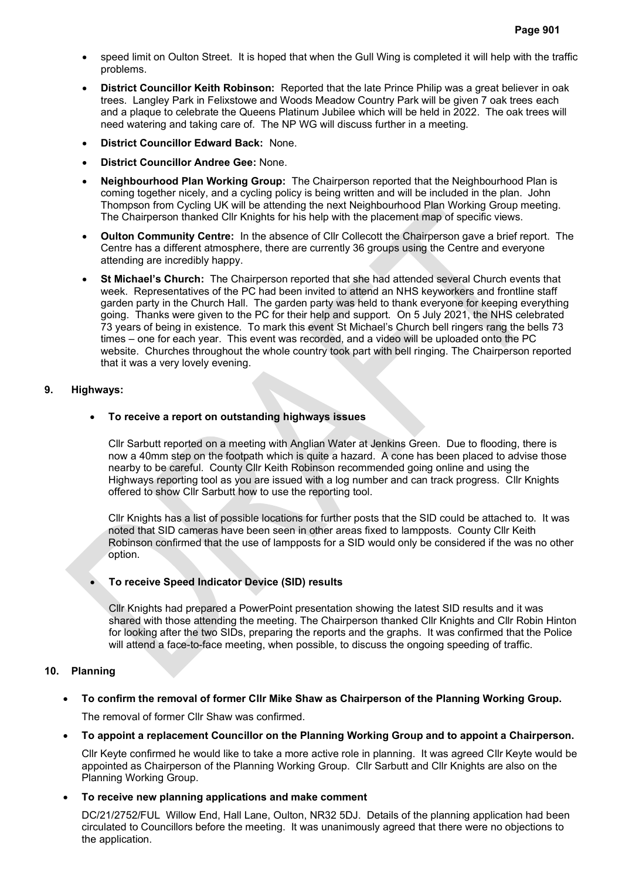- speed limit on Oulton Street. It is hoped that when the Gull Wing is completed it will help with the traffic problems.
- **District Councillor Keith Robinson:** Reported that the late Prince Philip was a great believer in oak trees. Langley Park in Felixstowe and Woods Meadow Country Park will be given 7 oak trees each and a plaque to celebrate the Queens Platinum Jubilee which will be held in 2022. The oak trees will need watering and taking care of. The NP WG will discuss further in a meeting.
- **District Councillor Edward Back:** None.
- **District Councillor Andree Gee:** None.
- **Neighbourhood Plan Working Group:** The Chairperson reported that the Neighbourhood Plan is coming together nicely, and a cycling policy is being written and will be included in the plan. John Thompson from Cycling UK will be attending the next Neighbourhood Plan Working Group meeting. The Chairperson thanked Cllr Knights for his help with the placement map of specific views.
- **Oulton Community Centre:** In the absence of Cllr Collecott the Chairperson gave a brief report. The Centre has a different atmosphere, there are currently 36 groups using the Centre and everyone attending are incredibly happy.
- **St Michael's Church:** The Chairperson reported that she had attended several Church events that week. Representatives of the PC had been invited to attend an NHS keyworkers and frontline staff garden party in the Church Hall. The garden party was held to thank everyone for keeping everything going. Thanks were given to the PC for their help and support. On 5 July 2021, the NHS celebrated 73 years of being in existence. To mark this event St Michael's Church bell ringers rang the bells 73 times – one for each year. This event was recorded, and a video will be uploaded onto the PC website. Churches throughout the whole country took part with bell ringing. The Chairperson reported that it was a very lovely evening.

## 9. Highways:

- **To receive a report on outstanding highways issues**

  Cllr Sarbutt reported on a meeting with Anglian Water at Jenkins Green. Due to flooding, there is now a 40mm step on the footpath which is quite a hazard. A cone has been placed to advise those nearby to be careful. County Cllr Keith Robinson recommended going online and using the Highways reporting tool as you are issued with a log number and can track progress. Cllr Knights offered to show Cllr Sarbutt how to use the reporting tool.

  Cllr Knights has a list of possible locations for further posts that the SID could be attached to. It was noted that SID cameras have been seen in other areas fixed to lampposts. County Cllr Keith Robinson confirmed that the use of lampposts for a SID would only be considered if the was no other option.

- **To receive Speed Indicator Device (SID) results**

  Cllr Knights had prepared a PowerPoint presentation showing the latest SID results and it was shared with those attending the meeting. The Chairperson thanked Cllr Knights and Cllr Robin Hinton for looking after the two SIDs, preparing the reports and the graphs. It was confirmed that the Police will attend a face-to-face meeting, when possible, to discuss the ongoing speeding of traffic.

## 10. Planning

- **To confirm the removal of former Cllr Mike Shaw as Chairperson of the Planning Working Group.**

  The removal of former Cllr Shaw was confirmed.

- **To appoint a replacement Councillor on the Planning Working Group and to appoint a Chairperson.**

  Cllr Keyte confirmed he would like to take a more active role in planning. It was agreed Cllr Keyte would be appointed as Chairperson of the Planning Working Group. Cllr Sarbutt and Cllr Knights are also on the Planning Working Group.

- **To receive new planning applications and make comment**

  DC/21/2752/FUL Willow End, Hall Lane, Oulton, NR32 5DJ. Details of the planning application had been circulated to Councillors before the meeting. It was unanimously agreed that there were no objections to the application.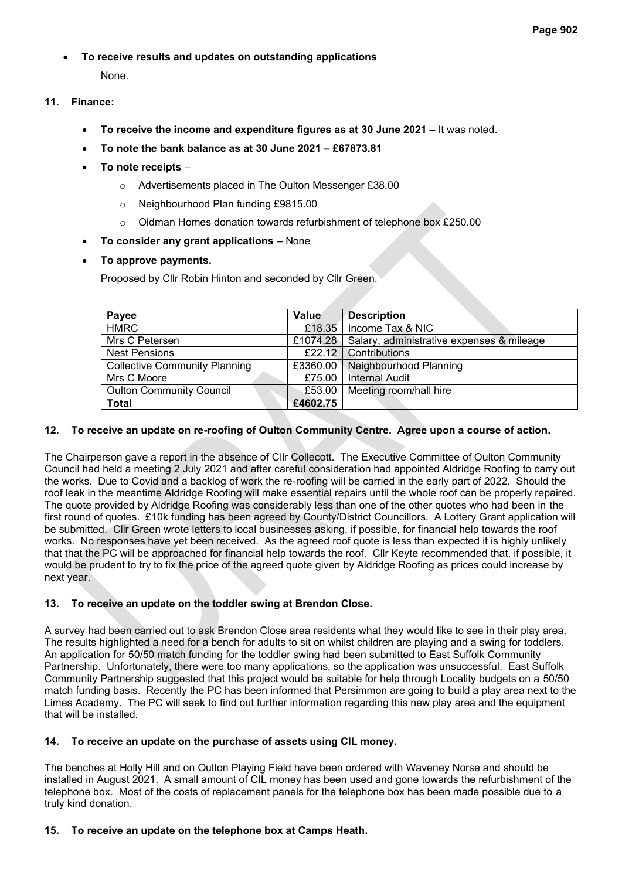- **To receive results and updates on outstanding applications**

  None.

## 11. Finance:

- **To receive the income and expenditure figures as at 30 June 2021 –** It was noted.
- **To note the bank balance as at 30 June 2021 – £67873.81**
- **To note receipts** –
  - Advertisements placed in The Oulton Messenger £38.00
  - Neighbourhood Plan funding £9815.00
  - Oldman Homes donation towards refurbishment of telephone box £250.00
- **To consider any grant applications –** None
- **To approve payments.**

  Proposed by Cllr Robin Hinton and seconded by Cllr Green.

| Payee | Value | Description |
|---|---|---|
| HMRC | £18.35 | Income Tax & NIC |
| Mrs C Petersen | £1074.28 | Salary, administrative expenses & mileage |
| Nest Pensions | £22.12 | Contributions |
| Collective Community Planning | £3360.00 | Neighbourhood Planning |
| Mrs C Moore | £75.00 | Internal Audit |
| Oulton Community Council | £53.00 | Meeting room/hall hire |
| **Total** | **£4602.75** | |

## 12. To receive an update on re-roofing of Oulton Community Centre. Agree upon a course of action.

The Chairperson gave a report in the absence of Cllr Collecott. The Executive Committee of Oulton Community Council had held a meeting 2 July 2021 and after careful consideration had appointed Aldridge Roofing to carry out the works. Due to Covid and a backlog of work the re-roofing will be carried in the early part of 2022. Should the roof leak in the meantime Aldridge Roofing will make essential repairs until the whole roof can be properly repaired. The quote provided by Aldridge Roofing was considerably less than one of the other quotes who had been in the first round of quotes. £10k funding has been agreed by County/District Councillors. A Lottery Grant application will be submitted. Cllr Green wrote letters to local businesses asking, if possible, for financial help towards the roof works. No responses have yet been received. As the agreed roof quote is less than expected it is highly unlikely that that the PC will be approached for financial help towards the roof. Cllr Keyte recommended that, if possible, it would be prudent to try to fix the price of the agreed quote given by Aldridge Roofing as prices could increase by next year.

## 13. To receive an update on the toddler swing at Brendon Close.

A survey had been carried out to ask Brendon Close area residents what they would like to see in their play area. The results highlighted a need for a bench for adults to sit on whilst children are playing and a swing for toddlers. An application for 50/50 match funding for the toddler swing had been submitted to East Suffolk Community Partnership. Unfortunately, there were too many applications, so the application was unsuccessful. East Suffolk Community Partnership suggested that this project would be suitable for help through Locality budgets on a 50/50 match funding basis. Recently the PC has been informed that Persimmon are going to build a play area next to the Limes Academy. The PC will seek to find out further information regarding this new play area and the equipment that will be installed.

## 14. To receive an update on the purchase of assets using CIL money.

The benches at Holly Hill and on Oulton Playing Field have been ordered with Waveney Norse and should be installed in August 2021. A small amount of CIL money has been used and gone towards the refurbishment of the telephone box. Most of the costs of replacement panels for the telephone box has been made possible due to a truly kind donation.

## 15. To receive an update on the telephone box at Camps Heath.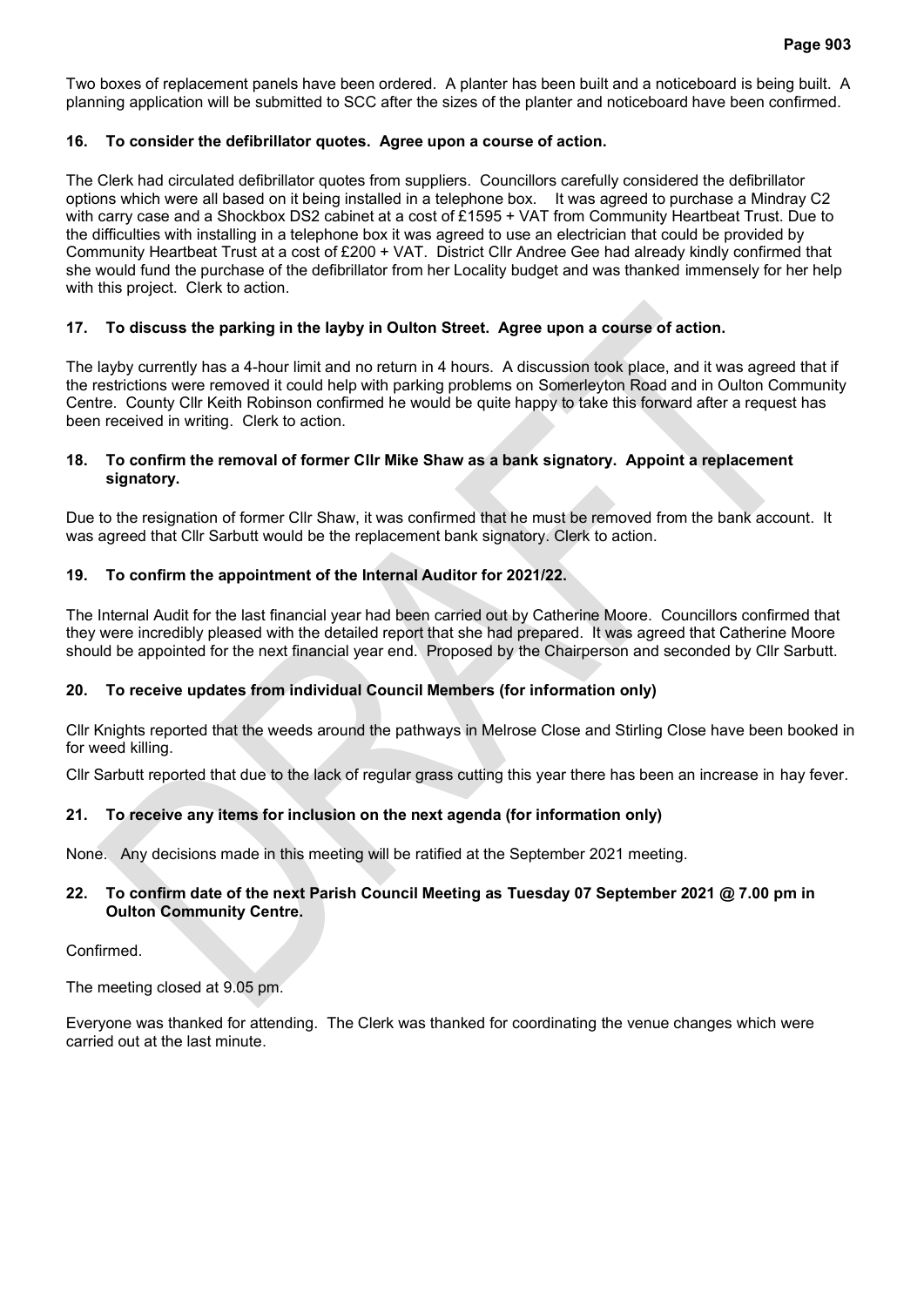Two boxes of replacement panels have been ordered. A planter has been built and a noticeboard is being built. A planning application will be submitted to SCC after the sizes of the planter and noticeboard have been confirmed.

### 16. To consider the defibrillator quotes. Agree upon a course of action.

The Clerk had circulated defibrillator quotes from suppliers. Councillors carefully considered the defibrillator options which were all based on it being installed in a telephone box. It was agreed to purchase a Mindray C2 with carry case and a Shockbox DS2 cabinet at a cost of £1595 + VAT from Community Heartbeat Trust. Due to the difficulties with installing in a telephone box it was agreed to use an electrician that could be provided by Community Heartbeat Trust at a cost of £200 + VAT. District Cllr Andree Gee had already kindly confirmed that she would fund the purchase of the defibrillator from her Locality budget and was thanked immensely for her help with this project. Clerk to action.

### 17. To discuss the parking in the layby in Oulton Street. Agree upon a course of action.

The layby currently has a 4-hour limit and no return in 4 hours. A discussion took place, and it was agreed that if the restrictions were removed it could help with parking problems on Somerleyton Road and in Oulton Community Centre. County Cllr Keith Robinson confirmed he would be quite happy to take this forward after a request has been received in writing. Clerk to action.

### 18. To confirm the removal of former Cllr Mike Shaw as a bank signatory. Appoint a replacement signatory.

Due to the resignation of former Cllr Shaw, it was confirmed that he must be removed from the bank account. It was agreed that Cllr Sarbutt would be the replacement bank signatory. Clerk to action.

### 19. To confirm the appointment of the Internal Auditor for 2021/22.

The Internal Audit for the last financial year had been carried out by Catherine Moore. Councillors confirmed that they were incredibly pleased with the detailed report that she had prepared. It was agreed that Catherine Moore should be appointed for the next financial year end. Proposed by the Chairperson and seconded by Cllr Sarbutt.

### 20. To receive updates from individual Council Members (for information only)

Cllr Knights reported that the weeds around the pathways in Melrose Close and Stirling Close have been booked in for weed killing.

Cllr Sarbutt reported that due to the lack of regular grass cutting this year there has been an increase in hay fever.

### 21. To receive any items for inclusion on the next agenda (for information only)

None. Any decisions made in this meeting will be ratified at the September 2021 meeting.

### 22. To confirm date of the next Parish Council Meeting as Tuesday 07 September 2021 @ 7.00 pm in Oulton Community Centre.

Confirmed.

The meeting closed at 9.05 pm.

Everyone was thanked for attending. The Clerk was thanked for coordinating the venue changes which were carried out at the last minute.